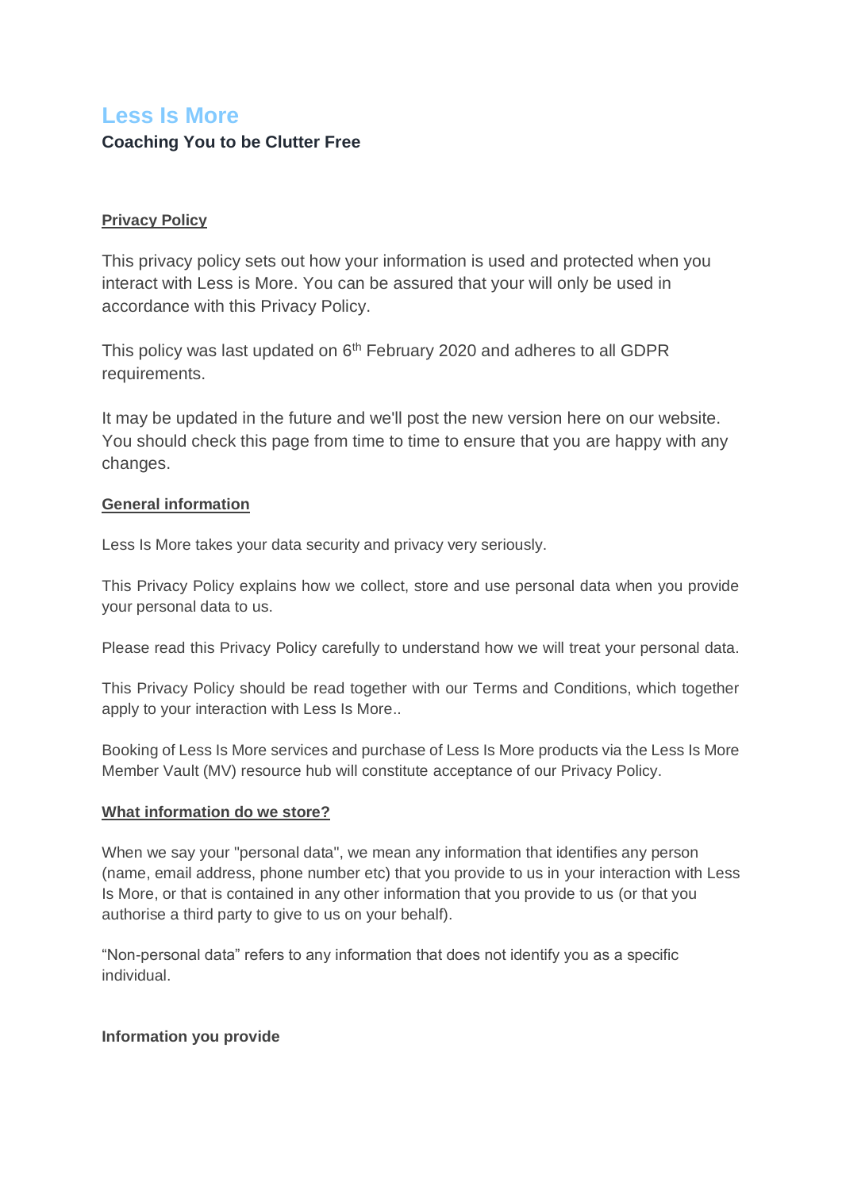# Less Is More

**Coaching You to be Clutter Free**

## Privacy Policy

This privacy policy sets out how your information is used and protected when you interact with Less is More. You can be assured that your will only be used in accordance with this Privacy Policy.

This policy was last updated on 6th February 2020 and adheres to all GDPR requirements.

It may be updated in the future and we'll post the new version here on our website. You should check this page from time to time to ensure that you are happy with any changes.

## General information

Less Is More takes your data security and privacy very seriously.

This Privacy Policy explains how we collect, store and use personal data when you provide your personal data to us.

Please read this Privacy Policy carefully to understand how we will treat your personal data.

This Privacy Policy should be read together with our Terms and Conditions, which together apply to your interaction with Less Is More..

Booking of Less Is More services and purchase of Less Is More products via the Less Is More Member Vault (MV) resource hub will constitute acceptance of our Privacy Policy.

## What information do we store?

When we say your "personal data", we mean any information that identifies any person (name, email address, phone number etc) that you provide to us in your interaction with Less Is More, or that is contained in any other information that you provide to us (or that you authorise a third party to give to us on your behalf).

"Non-personal data" refers to any information that does not identify you as a specific individual.

### Information you provide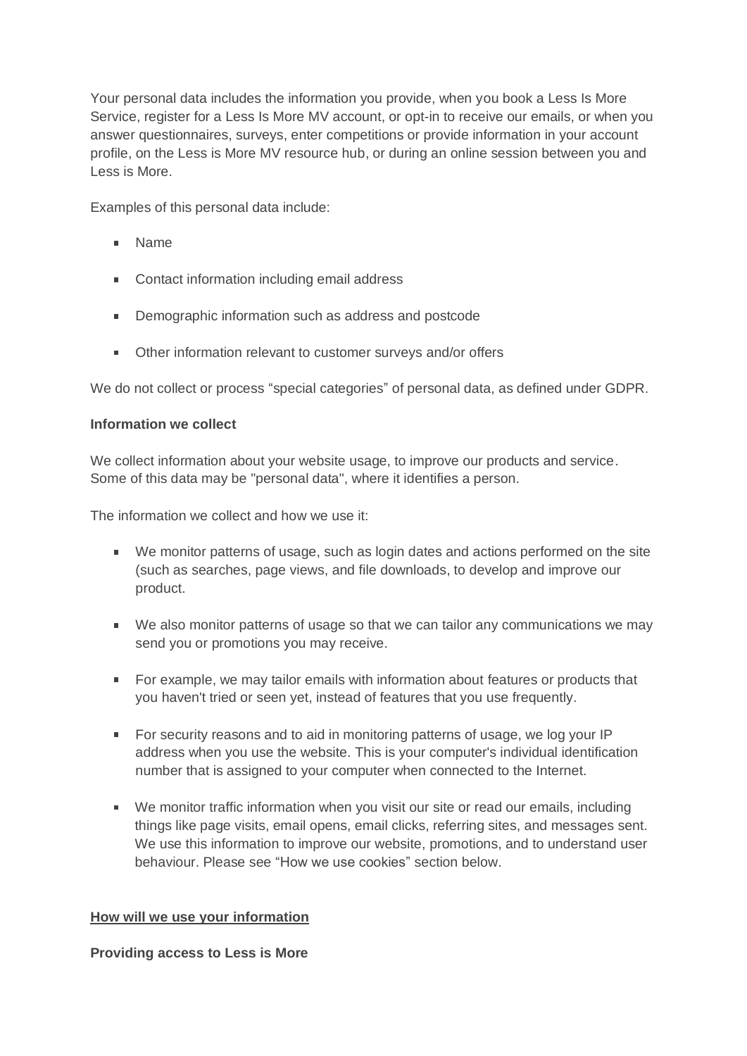Your personal data includes the information you provide, when you book a Less Is More Service, register for a Less Is More MV account, or opt-in to receive our emails, or when you answer questionnaires, surveys, enter competitions or provide information in your account profile, on the Less is More MV resource hub, or during an online session between you and Less is More.

Examples of this personal data include:

- Name
- Contact information including email address
- Demographic information such as address and postcode
- Other information relevant to customer surveys and/or offers

We do not collect or process "special categories" of personal data, as defined under GDPR.

**Information we collect**

We collect information about your website usage, to improve our products and service. Some of this data may be "personal data", where it identifies a person.

The information we collect and how we use it:

- We monitor patterns of usage, such as login dates and actions performed on the site (such as searches, page views, and file downloads, to develop and improve our product.
- We also monitor patterns of usage so that we can tailor any communications we may send you or promotions you may receive.
- For example, we may tailor emails with information about features or products that you haven't tried or seen yet, instead of features that you use frequently.
- For security reasons and to aid in monitoring patterns of usage, we log your IP address when you use the website. This is your computer's individual identification number that is assigned to your computer when connected to the Internet.
- We monitor traffic information when you visit our site or read our emails, including things like page visits, email opens, email clicks, referring sites, and messages sent. We use this information to improve our website, promotions, and to understand user behaviour. Please see "How we use cookies" section below.

**How will we use your information**

**Providing access to Less is More**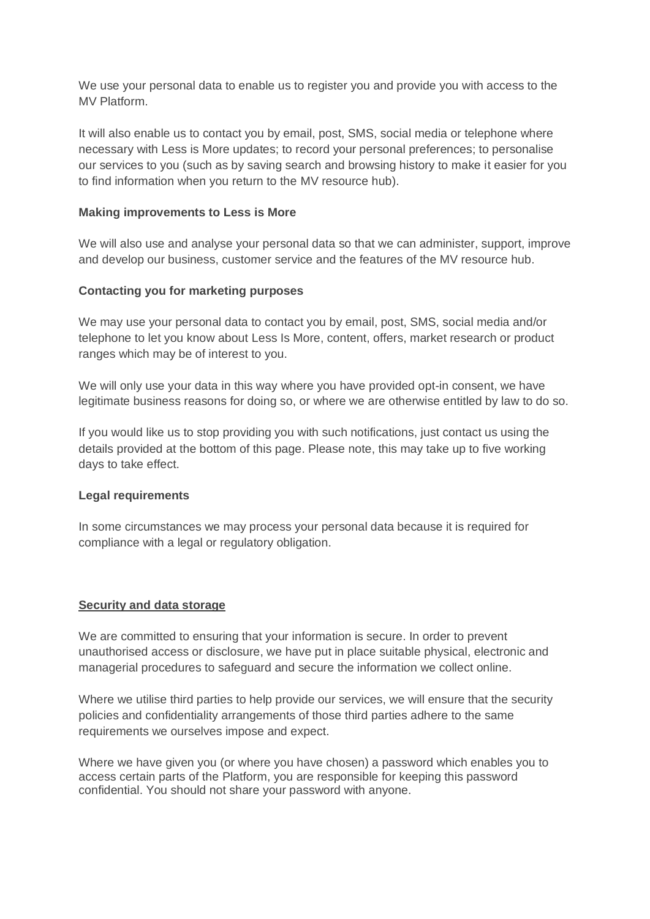We use your personal data to enable us to register you and provide you with access to the MV Platform.

It will also enable us to contact you by email, post, SMS, social media or telephone where necessary with Less is More updates; to record your personal preferences; to personalise our services to you (such as by saving search and browsing history to make it easier for you to find information when you return to the MV resource hub).

**Making improvements to Less is More**

We will also use and analyse your personal data so that we can administer, support, improve and develop our business, customer service and the features of the MV resource hub.

**Contacting you for marketing purposes**

We may use your personal data to contact you by email, post, SMS, social media and/or telephone to let you know about Less Is More, content, offers, market research or product ranges which may be of interest to you.

We will only use your data in this way where you have provided opt-in consent, we have legitimate business reasons for doing so, or where we are otherwise entitled by law to do so.

If you would like us to stop providing you with such notifications, just contact us using the details provided at the bottom of this page. Please note, this may take up to five working days to take effect.

**Legal requirements**

In some circumstances we may process your personal data because it is required for compliance with a legal or regulatory obligation.

## Security and data storage

We are committed to ensuring that your information is secure. In order to prevent unauthorised access or disclosure, we have put in place suitable physical, electronic and managerial procedures to safeguard and secure the information we collect online.

Where we utilise third parties to help provide our services, we will ensure that the security policies and confidentiality arrangements of those third parties adhere to the same requirements we ourselves impose and expect.

Where we have given you (or where you have chosen) a password which enables you to access certain parts of the Platform, you are responsible for keeping this password confidential. You should not share your password with anyone.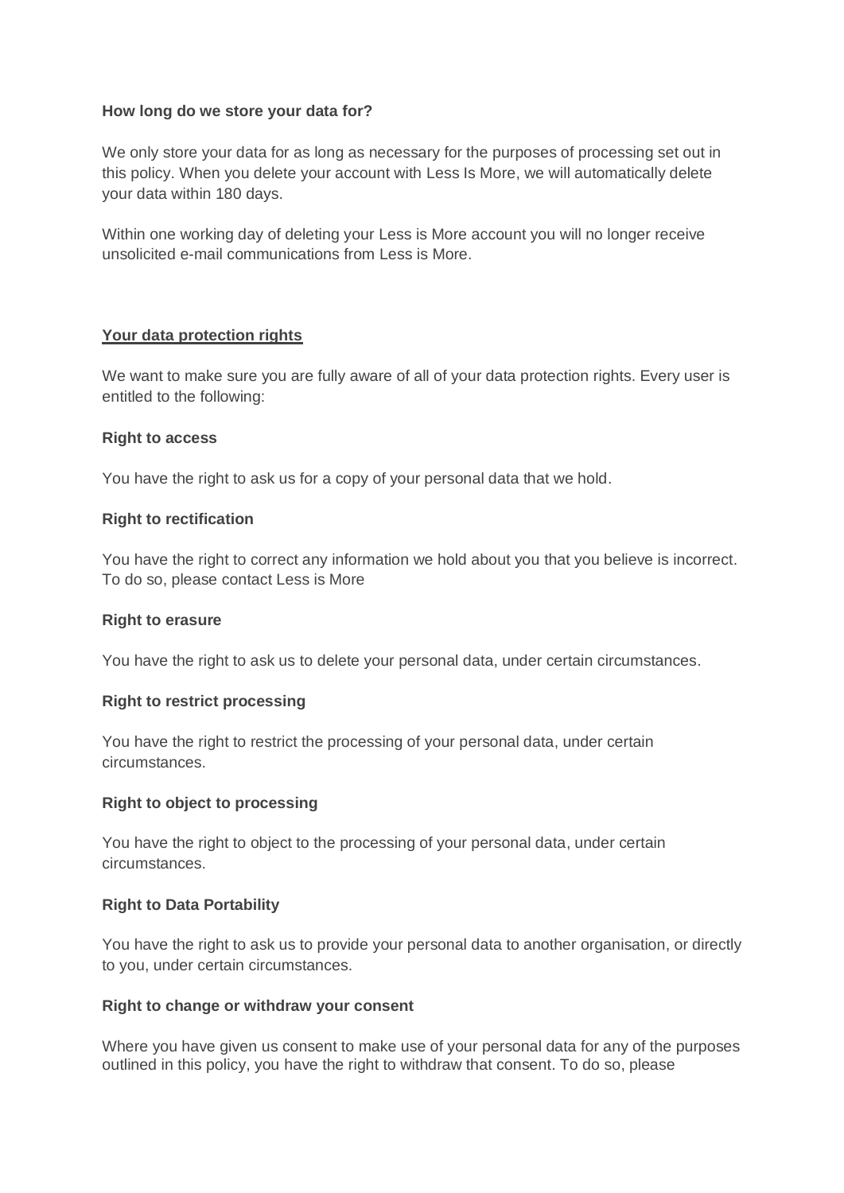**How long do we store your data for?**

We only store your data for as long as necessary for the purposes of processing set out in this policy. When you delete your account with Less Is More, we will automatically delete your data within 180 days.

Within one working day of deleting your Less is More account you will no longer receive unsolicited e-mail communications from Less is More.

## Your data protection rights

We want to make sure you are fully aware of all of your data protection rights. Every user is entitled to the following:

**Right to access**

You have the right to ask us for a copy of your personal data that we hold.

**Right to rectification**

You have the right to correct any information we hold about you that you believe is incorrect. To do so, please contact Less is More

**Right to erasure**

You have the right to ask us to delete your personal data, under certain circumstances.

**Right to restrict processing**

You have the right to restrict the processing of your personal data, under certain circumstances.

**Right to object to processing**

You have the right to object to the processing of your personal data, under certain circumstances.

**Right to Data Portability**

You have the right to ask us to provide your personal data to another organisation, or directly to you, under certain circumstances.

**Right to change or withdraw your consent**

Where you have given us consent to make use of your personal data for any of the purposes outlined in this policy, you have the right to withdraw that consent. To do so, please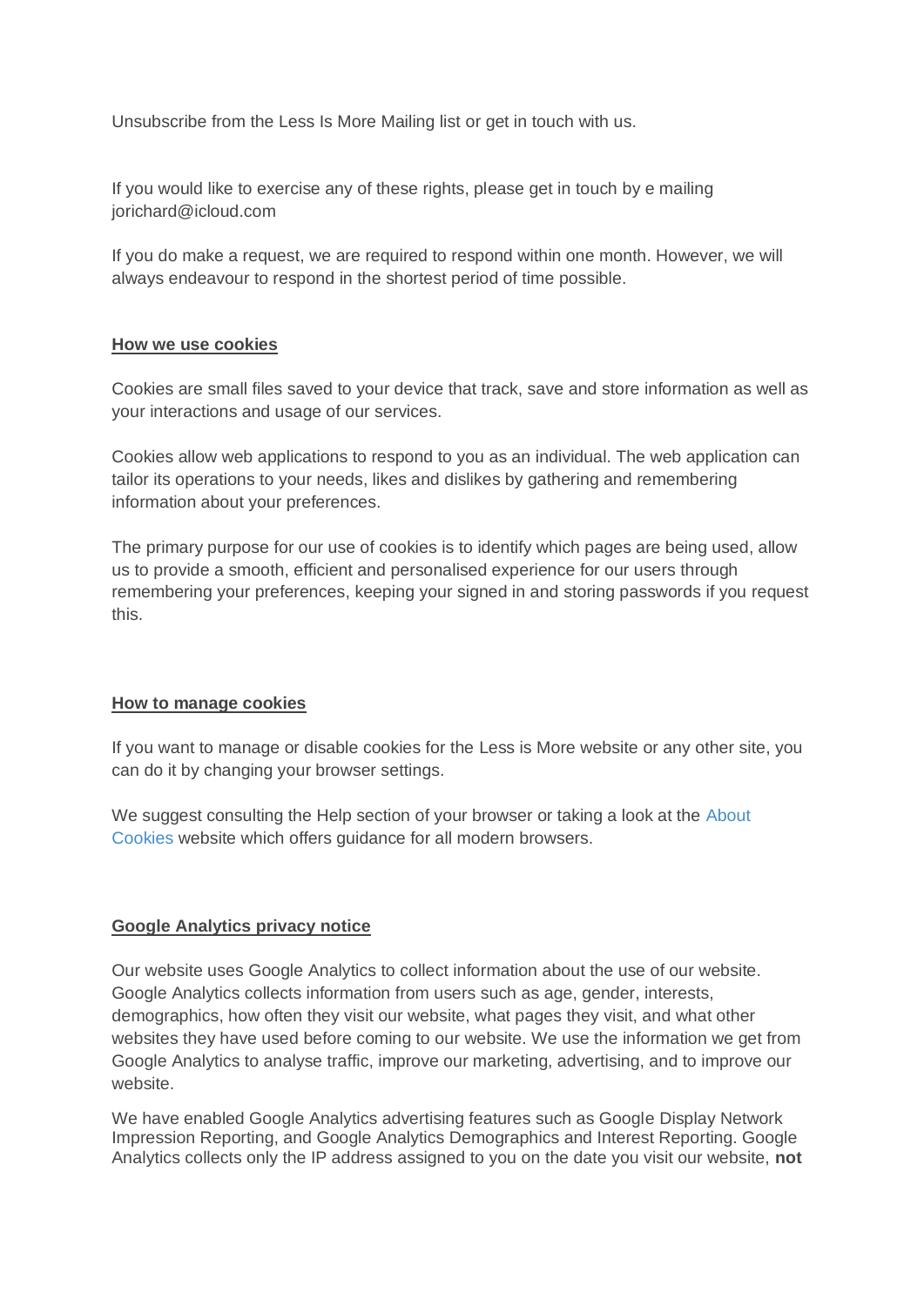Unsubscribe from the Less Is More Mailing list or get in touch with us.

If you would like to exercise any of these rights, please get in touch by e mailing jorichard@icloud.com

If you do make a request, we are required to respond within one month. However, we will always endeavour to respond in the shortest period of time possible.

**How we use cookies**

Cookies are small files saved to your device that track, save and store information as well as your interactions and usage of our services.

Cookies allow web applications to respond to you as an individual. The web application can tailor its operations to your needs, likes and dislikes by gathering and remembering information about your preferences.

The primary purpose for our use of cookies is to identify which pages are being used, allow us to provide a smooth, efficient and personalised experience for our users through remembering your preferences, keeping your signed in and storing passwords if you request this.

**How to manage cookies**

If you want to manage or disable cookies for the Less is More website or any other site, you can do it by changing your browser settings.

We suggest consulting the Help section of your browser or taking a look at the About Cookies website which offers guidance for all modern browsers.

**Google Analytics privacy notice**

Our website uses Google Analytics to collect information about the use of our website. Google Analytics collects information from users such as age, gender, interests, demographics, how often they visit our website, what pages they visit, and what other websites they have used before coming to our website. We use the information we get from Google Analytics to analyse traffic, improve our marketing, advertising, and to improve our website.

We have enabled Google Analytics advertising features such as Google Display Network Impression Reporting, and Google Analytics Demographics and Interest Reporting. Google Analytics collects only the IP address assigned to you on the date you visit our website, **not**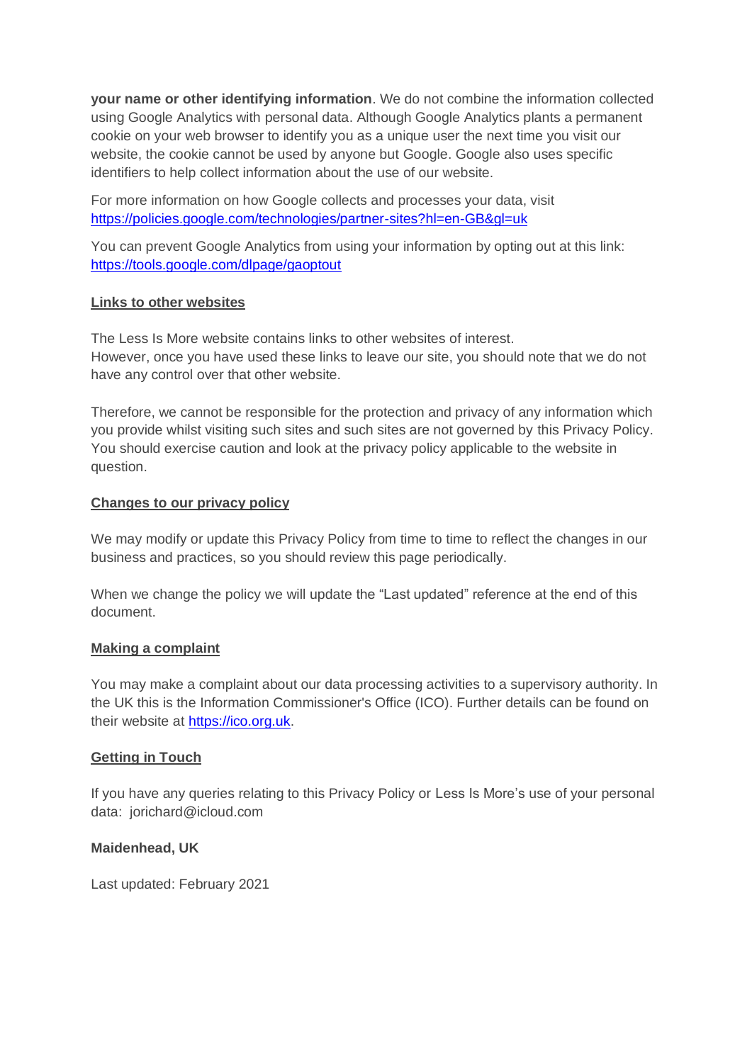**your name or other identifying information**. We do not combine the information collected using Google Analytics with personal data. Although Google Analytics plants a permanent cookie on your web browser to identify you as a unique user the next time you visit our website, the cookie cannot be used by anyone but Google. Google also uses specific identifiers to help collect information about the use of our website.

For more information on how Google collects and processes your data, visit [https://policies.google.com/technologies/partner-sites?hl=en-GB&gl=uk](https://policies.google.com/technologies/partner-sites?hl=en-GB&gl=uk)

You can prevent Google Analytics from using your information by opting out at this link: [https://tools.google.com/dlpage/gaoptout](https://tools.google.com/dlpage/gaoptout)

## Links to other websites

The Less Is More website contains links to other websites of interest.
However, once you have used these links to leave our site, you should note that we do not have any control over that other website.

Therefore, we cannot be responsible for the protection and privacy of any information which you provide whilst visiting such sites and such sites are not governed by this Privacy Policy. You should exercise caution and look at the privacy policy applicable to the website in question.

## Changes to our privacy policy

We may modify or update this Privacy Policy from time to time to reflect the changes in our business and practices, so you should review this page periodically.

When we change the policy we will update the "Last updated" reference at the end of this document.

## Making a complaint

You may make a complaint about our data processing activities to a supervisory authority. In the UK this is the Information Commissioner's Office (ICO). Further details can be found on their website at [https://ico.org.uk](https://ico.org.uk).

## Getting in Touch

If you have any queries relating to this Privacy Policy or Less Is More's use of your personal data: jorichard@icloud.com

**Maidenhead, UK**

Last updated: February 2021